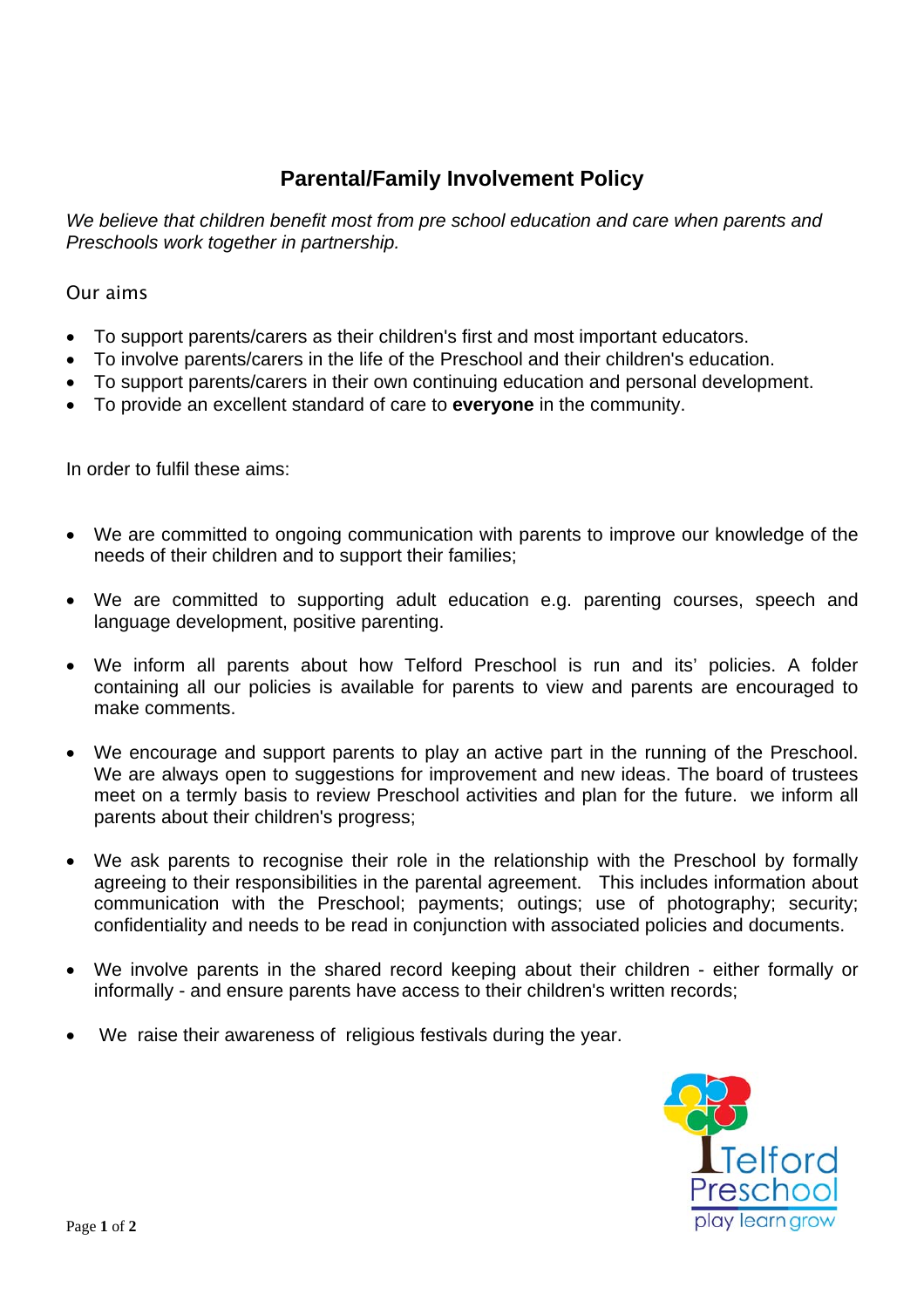# Parental/Family Involvement Policy

*We believe that children benefit most from pre school education and care when parents and Preschools work together in partnership.*

## Our aims

- To support parents/carers as their children's first and most important educators.
- To involve parents/carers in the life of the Preschool and their children's education.
- To support parents/carers in their own continuing education and personal development.
- To provide an excellent standard of care to **everyone** in the community.

In order to fulfil these aims:

- We are committed to ongoing communication with parents to improve our knowledge of the needs of their children and to support their families;

- We are committed to supporting adult education e.g. parenting courses, speech and language development, positive parenting.

- We inform all parents about how Telford Preschool is run and its' policies. A folder containing all our policies is available for parents to view and parents are encouraged to make comments.

- We encourage and support parents to play an active part in the running of the Preschool. We are always open to suggestions for improvement and new ideas. The board of trustees meet on a termly basis to review Preschool activities and plan for the future. we inform all parents about their children's progress;

- We ask parents to recognise their role in the relationship with the Preschool by formally agreeing to their responsibilities in the parental agreement. This includes information about communication with the Preschool; payments; outings; use of photography; security; confidentiality and needs to be read in conjunction with associated policies and documents.

- We involve parents in the shared record keeping about their children - either formally or informally - and ensure parents have access to their children's written records;

- We raise their awareness of religious festivals during the year.

Telford Preschool
play learn grow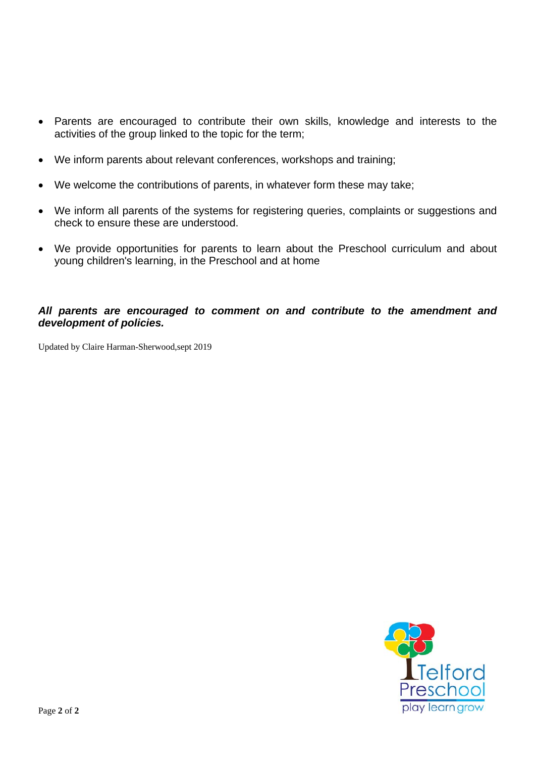- Parents are encouraged to contribute their own skills, knowledge and interests to the activities of the group linked to the topic for the term;

- We inform parents about relevant conferences, workshops and training;

- We welcome the contributions of parents, in whatever form these may take;

- We inform all parents of the systems for registering queries, complaints or suggestions and check to ensure these are understood.

- We provide opportunities for parents to learn about the Preschool curriculum and about young children's learning, in the Preschool and at home

***All parents are encouraged to comment on and contribute to the amendment and development of policies.***

Updated by Claire Harman-Sherwood,sept 2019